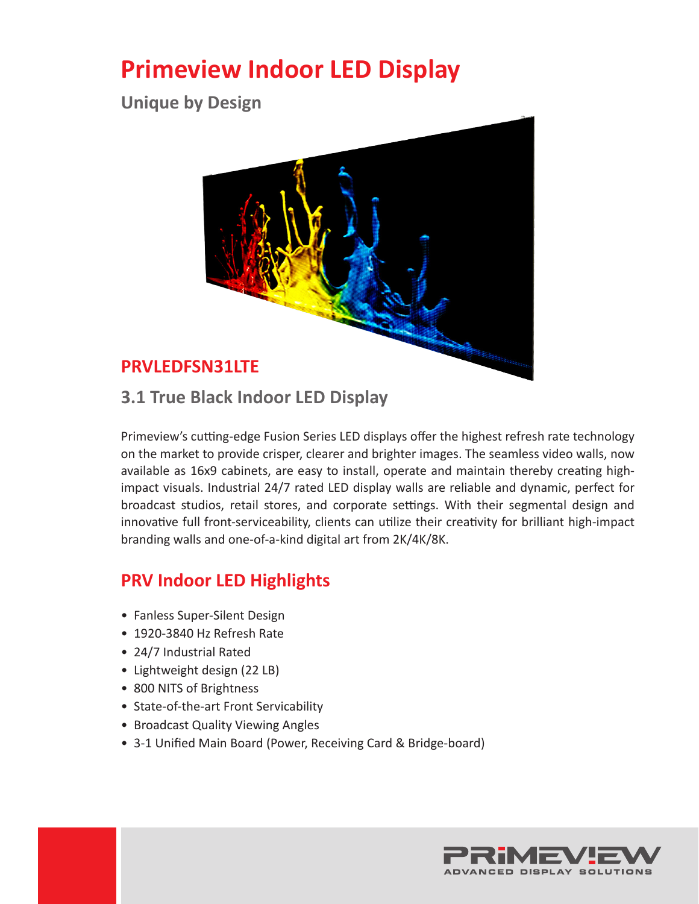# Primeview Indoor LED Display

### Unique by Design

## PRVLEDFSN31LTE

### 3.1 True Black Indoor LED Display

Primeview's cutting-edge Fusion Series LED displays offer the highest refresh rate technology on the market to provide crisper, clearer and brighter images. The seamless video walls, now available as 16x9 cabinets, are easy to install, operate and maintain thereby creating high-impact visuals. Industrial 24/7 rated LED display walls are reliable and dynamic, perfect for broadcast studios, retail stores, and corporate settings. With their segmental design and innovative full front-serviceability, clients can utilize their creativity for brilliant high-impact branding walls and one-of-a-kind digital art from 2K/4K/8K.

## PRV Indoor LED Highlights

- Fanless Super-Silent Design
- 1920-3840 Hz Refresh Rate
- 24/7 Industrial Rated
- Lightweight design (22 LB)
- 800 NITS of Brightness
- State-of-the-art Front Servicability
- Broadcast Quality Viewing Angles
- 3-1 Unified Main Board (Power, Receiving Card & Bridge-board)

PRIMEVIEW
ADVANCED DISPLAY SOLUTIONS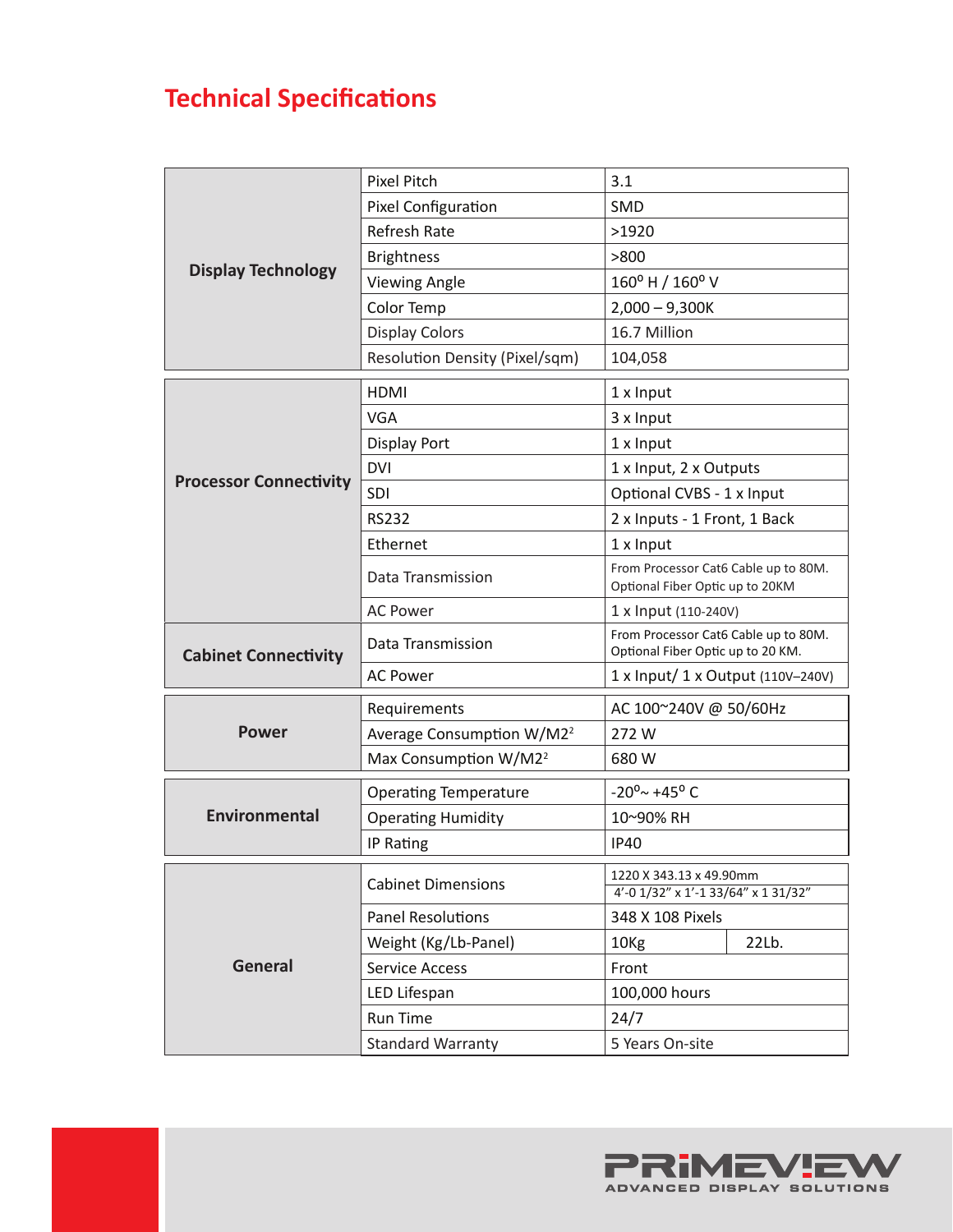## Technical Specifications

| | | |
|---|---|---|
| **Display Technology** | Pixel Pitch | 3.1 |
| | Pixel Configuration | SMD |
| | Refresh Rate | >1920 |
| | Brightness | >800 |
| | Viewing Angle | 160° H / 160° V |
| | Color Temp | 2,000 – 9,300K |
| | Display Colors | 16.7 Million |
| | Resolution Density (Pixel/sqm) | 104,058 |
| **Processor Connectivity** | HDMI | 1 x Input |
| | VGA | 3 x Input |
| | Display Port | 1 x Input |
| | DVI | 1 x Input, 2 x Outputs |
| | SDI | Optional CVBS - 1 x Input |
| | RS232 | 2 x Inputs - 1 Front, 1 Back |
| | Ethernet | 1 x Input |
| | Data Transmission | From Processor Cat6 Cable up to 80M. Optional Fiber Optic up to 20KM |
| | AC Power | 1 x Input (110-240V) |
| **Cabinet Connectivity** | Data Transmission | From Processor Cat6 Cable up to 80M. Optional Fiber Optic up to 20 KM. |
| | AC Power | 1 x Input/ 1 x Output (110V–240V) |
| **Power** | Requirements | AC 100~240V @ 50/60Hz |
| | Average Consumption W/M2[2] | 272 W |
| | Max Consumption W/M2[2] | 680 W |
| **Environmental** | Operating Temperature | -20°~ +45° C |
| | Operating Humidity | 10~90% RH |
| | IP Rating | IP40 |
| **General** | Cabinet Dimensions | 1220 X 343.13 x 49.90mm<br>4'-0 1/32" x 1'-1 33/64" x 1 31/32" |
| | Panel Resolutions | 348 X 108 Pixels |
| | Weight (Kg/Lb-Panel) | 10Kg / 22Lb. |
| | Service Access | Front |
| | LED Lifespan | 100,000 hours |
| | Run Time | 24/7 |
| | Standard Warranty | 5 Years On-site |

PRIMEVIEW
ADVANCED DISPLAY SOLUTIONS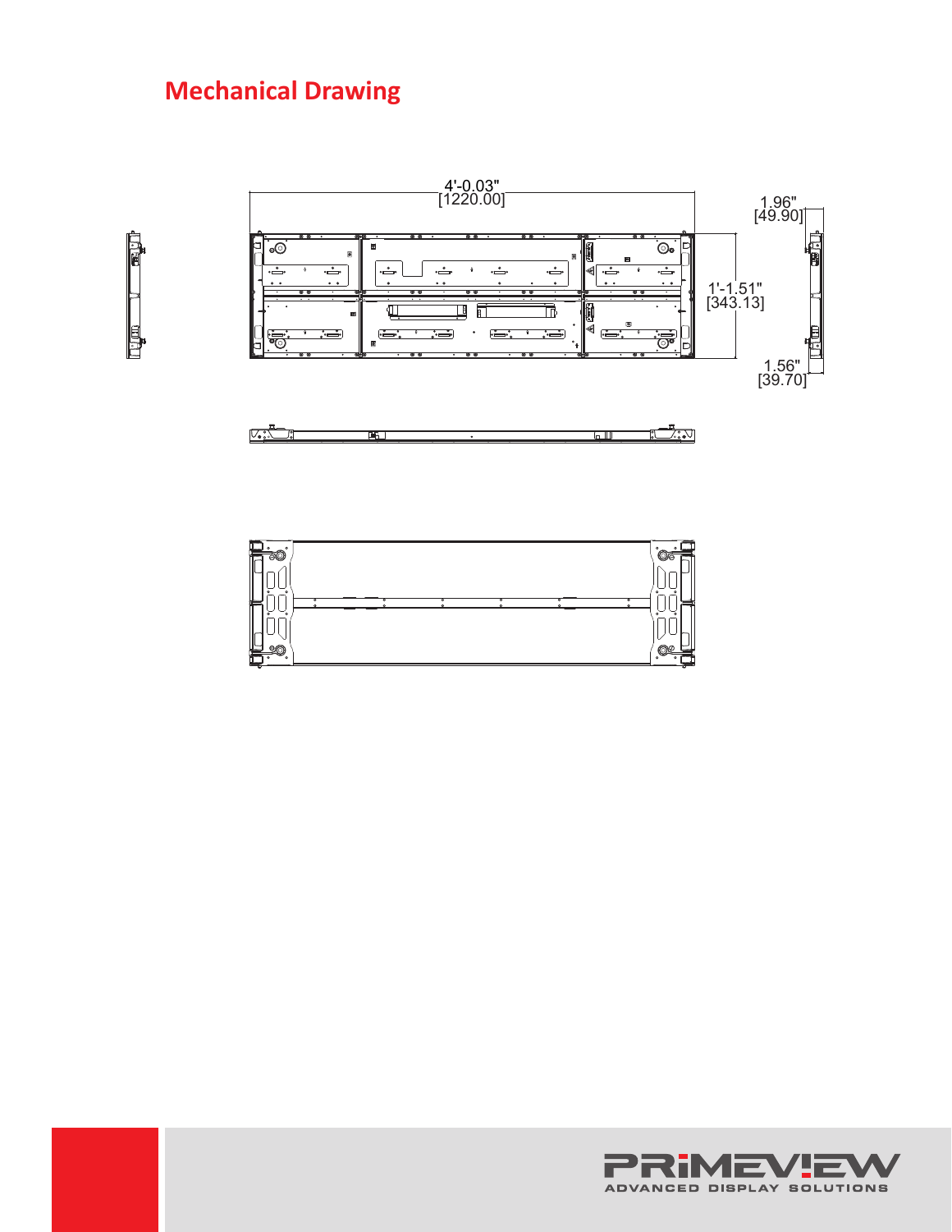## Mechanical Drawing

4'-0.03"
[1220.00]

1.96"
[49.90]

1'-1.51"
[343.13]

1.56"
[39.70]